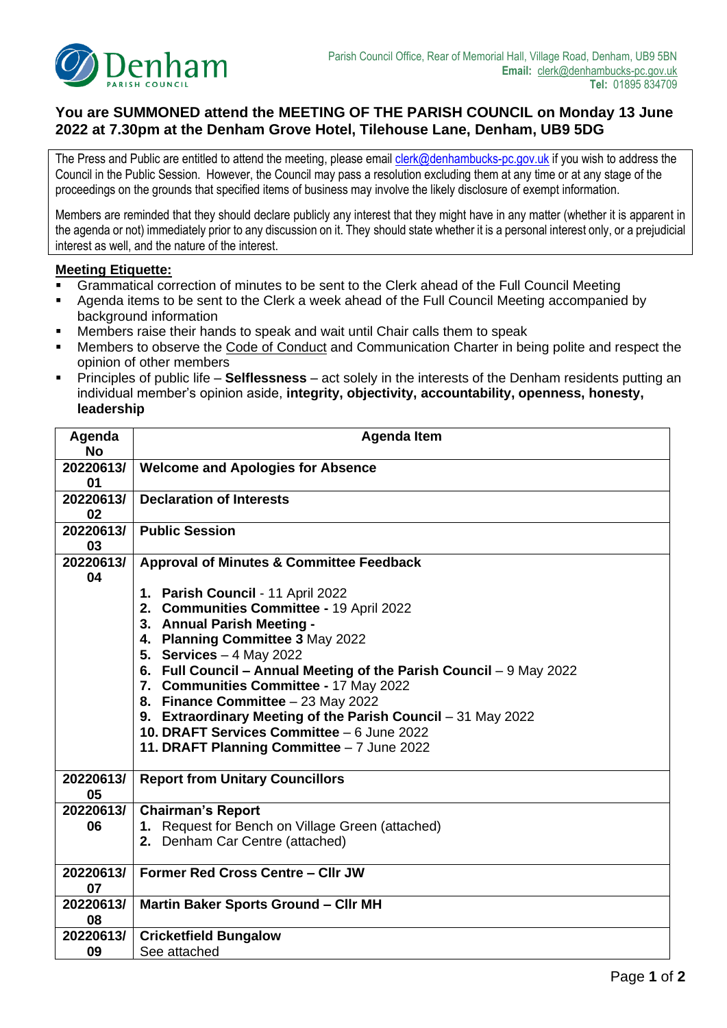Denham PARISH COUNCIL

Parish Council Office, Rear of Memorial Hall, Village Road, Denham, UB9 5BN
**Email:** clerk@denhambucks-pc.gov.uk
**Tel:** 01895 834709

## You are SUMMONED attend the MEETING OF THE PARISH COUNCIL on Monday 13 June 2022 at 7.30pm at the Denham Grove Hotel, Tilehouse Lane, Denham, UB9 5DG

The Press and Public are entitled to attend the meeting, please email clerk@denhambucks-pc.gov.uk if you wish to address the Council in the Public Session. However, the Council may pass a resolution excluding them at any time or at any stage of the proceedings on the grounds that specified items of business may involve the likely disclosure of exempt information.

Members are reminded that they should declare publicly any interest that they might have in any matter (whether it is apparent in the agenda or not) immediately prior to any discussion on it. They should state whether it is a personal interest only, or a prejudicial interest as well, and the nature of the interest.

**Meeting Etiquette:**

- Grammatical correction of minutes to be sent to the Clerk ahead of the Full Council Meeting
- Agenda items to be sent to the Clerk a week ahead of the Full Council Meeting accompanied by background information
- Members raise their hands to speak and wait until Chair calls them to speak
- Members to observe the Code of Conduct and Communication Charter in being polite and respect the opinion of other members
- Principles of public life – **Selflessness** – act solely in the interests of the Denham residents putting an individual member's opinion aside, **integrity, objectivity, accountability, openness, honesty, leadership**

| Agenda No | Agenda Item |
|---|---|
| 20220613/01 | **Welcome and Apologies for Absence** |
| 20220613/02 | **Declaration of Interests** |
| 20220613/03 | **Public Session** |
| 20220613/04 | **Approval of Minutes & Committee Feedback**<br>1. **Parish Council** - 11 April 2022<br>2. **Communities Committee -** 19 April 2022<br>3. **Annual Parish Meeting -**<br>4. **Planning Committee 3** May 2022<br>5. **Services** – 4 May 2022<br>6. **Full Council – Annual Meeting of the Parish Council** – 9 May 2022<br>7. **Communities Committee -** 17 May 2022<br>8. **Finance Committee** – 23 May 2022<br>9. **Extraordinary Meeting of the Parish Council** – 31 May 2022<br>10. **DRAFT Services Committee** – 6 June 2022<br>11. **DRAFT Planning Committee** – 7 June 2022 |
| 20220613/05 | **Report from Unitary Councillors** |
| 20220613/06 | **Chairman's Report**<br>1. Request for Bench on Village Green (attached)<br>2. Denham Car Centre (attached) |
| 20220613/07 | **Former Red Cross Centre – Cllr JW** |
| 20220613/08 | **Martin Baker Sports Ground – Cllr MH** |
| 20220613/09 | **Cricketfield Bungalow**<br>See attached |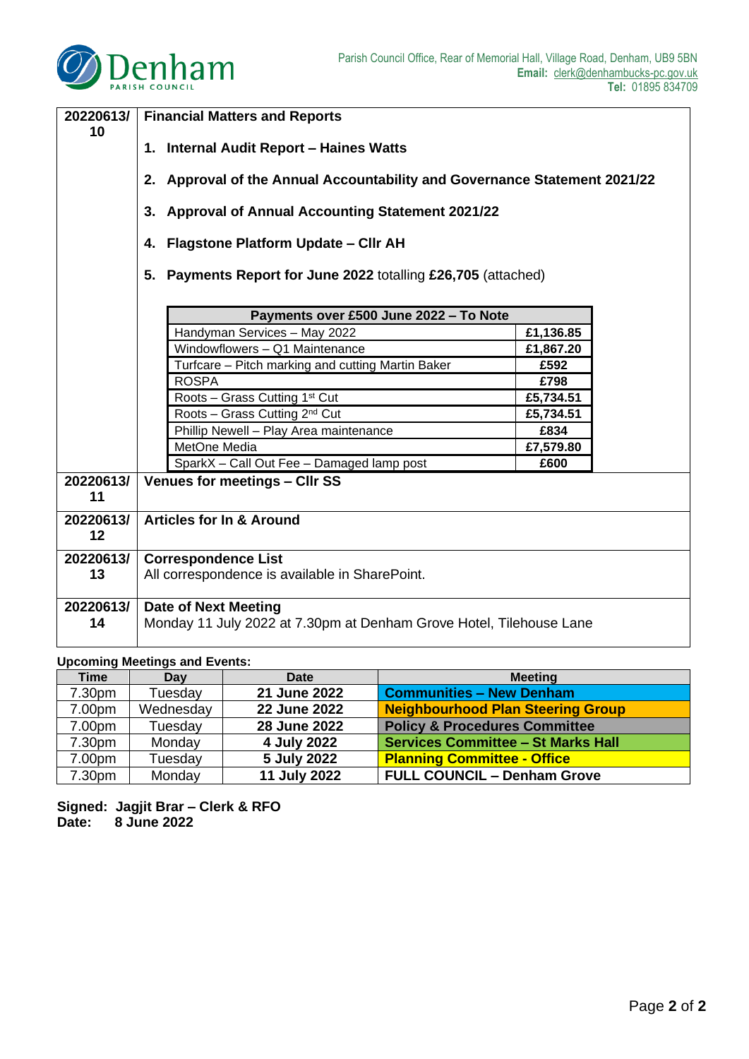Denham PARISH COUNCIL

Parish Council Office, Rear of Memorial Hall, Village Road, Denham, UB9 5BN
**Email:** clerk@denhambucks-pc.gov.uk
**Tel:** 01895 834709

**20220613/10** **Financial Matters and Reports**

1. **Internal Audit Report – Haines Watts**
2. **Approval of the Annual Accountability and Governance Statement 2021/22**
3. **Approval of Annual Accounting Statement 2021/22**
4. **Flagstone Platform Update – Cllr AH**
5. **Payments Report for June 2022** totalling **£26,705** (attached)

| Payments over £500 June 2022 – To Note | |
|---|---|
| Handyman Services – May 2022 | £1,136.85 |
| Windowflowers – Q1 Maintenance | £1,867.20 |
| Turfcare – Pitch marking and cutting Martin Baker | £592 |
| ROSPA | £798 |
| Roots – Grass Cutting 1st Cut | £5,734.51 |
| Roots – Grass Cutting 2nd Cut | £5,734.51 |
| Phillip Newell – Play Area maintenance | £834 |
| MetOne Media | £7,579.80 |
| SparkX – Call Out Fee – Damaged lamp post | £600 |

**20220613/11** **Venues for meetings – Cllr SS**

**20220613/12** **Articles for In & Around**

**20220613/13** **Correspondence List**
All correspondence is available in SharePoint.

**20220613/14** **Date of Next Meeting**
Monday 11 July 2022 at 7.30pm at Denham Grove Hotel, Tilehouse Lane

**Upcoming Meetings and Events:**

| Time | Day | Date | Meeting |
|---|---|---|---|
| 7.30pm | Tuesday | **21 June 2022** | **Communities – New Denham** |
| 7.00pm | Wednesday | **22 June 2022** | **Neighbourhood Plan Steering Group** |
| 7.00pm | Tuesday | **28 June 2022** | **Policy & Procedures Committee** |
| 7.30pm | Monday | **4 July 2022** | **Services Committee – St Marks Hall** |
| 7.00pm | Tuesday | **5 July 2022** | **Planning Committee - Office** |
| 7.30pm | Monday | **11 July 2022** | **FULL COUNCIL – Denham Grove** |

**Signed: Jagjit Brar – Clerk & RFO**
**Date: 8 June 2022**